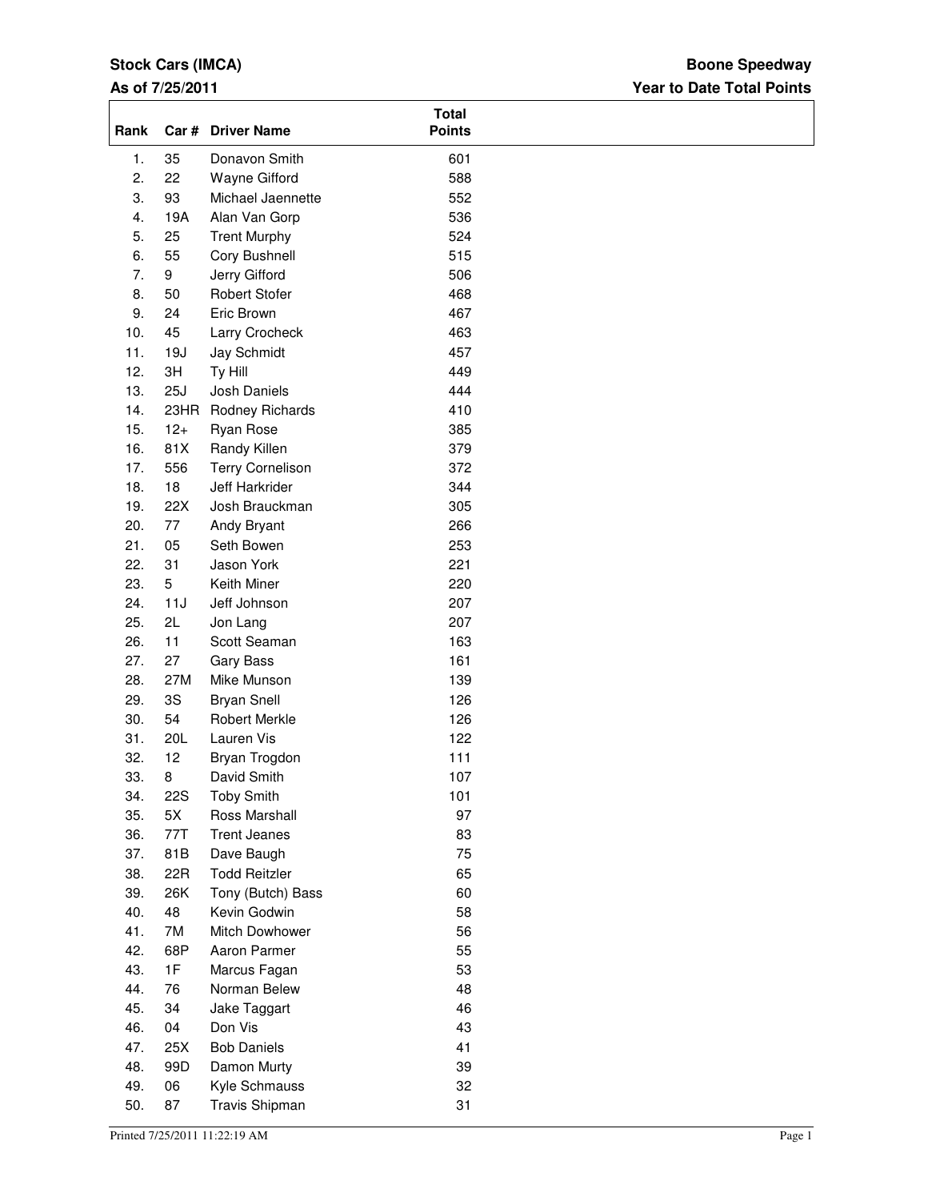**Stock Cars (IMCA)**

**As of 7/25/2011**

**Boone Speedway**

**Year to Date Total Points**

| Rank | Car # | Driver Name | Total Points |
|---|---|---|---|
| 1. | 35 | Donavon Smith | 601 |
| 2. | 22 | Wayne Gifford | 588 |
| 3. | 93 | Michael Jaennette | 552 |
| 4. | 19A | Alan Van Gorp | 536 |
| 5. | 25 | Trent Murphy | 524 |
| 6. | 55 | Cory Bushnell | 515 |
| 7. | 9 | Jerry Gifford | 506 |
| 8. | 50 | Robert Stofer | 468 |
| 9. | 24 | Eric Brown | 467 |
| 10. | 45 | Larry Crocheck | 463 |
| 11. | 19J | Jay Schmidt | 457 |
| 12. | 3H | Ty Hill | 449 |
| 13. | 25J | Josh Daniels | 444 |
| 14. | 23HR | Rodney Richards | 410 |
| 15. | 12+ | Ryan Rose | 385 |
| 16. | 81X | Randy Killen | 379 |
| 17. | 556 | Terry Cornelison | 372 |
| 18. | 18 | Jeff Harkrider | 344 |
| 19. | 22X | Josh Brauckman | 305 |
| 20. | 77 | Andy Bryant | 266 |
| 21. | 05 | Seth Bowen | 253 |
| 22. | 31 | Jason York | 221 |
| 23. | 5 | Keith Miner | 220 |
| 24. | 11J | Jeff Johnson | 207 |
| 25. | 2L | Jon Lang | 207 |
| 26. | 11 | Scott Seaman | 163 |
| 27. | 27 | Gary Bass | 161 |
| 28. | 27M | Mike Munson | 139 |
| 29. | 3S | Bryan Snell | 126 |
| 30. | 54 | Robert Merkle | 126 |
| 31. | 20L | Lauren Vis | 122 |
| 32. | 12 | Bryan Trogdon | 111 |
| 33. | 8 | David Smith | 107 |
| 34. | 22S | Toby Smith | 101 |
| 35. | 5X | Ross Marshall | 97 |
| 36. | 77T | Trent Jeanes | 83 |
| 37. | 81B | Dave Baugh | 75 |
| 38. | 22R | Todd Reitzler | 65 |
| 39. | 26K | Tony (Butch) Bass | 60 |
| 40. | 48 | Kevin Godwin | 58 |
| 41. | 7M | Mitch Dowhower | 56 |
| 42. | 68P | Aaron Parmer | 55 |
| 43. | 1F | Marcus Fagan | 53 |
| 44. | 76 | Norman Belew | 48 |
| 45. | 34 | Jake Taggart | 46 |
| 46. | 04 | Don Vis | 43 |
| 47. | 25X | Bob Daniels | 41 |
| 48. | 99D | Damon Murty | 39 |
| 49. | 06 | Kyle Schmauss | 32 |
| 50. | 87 | Travis Shipman | 31 |

Printed 7/25/2011 11:22:19 AM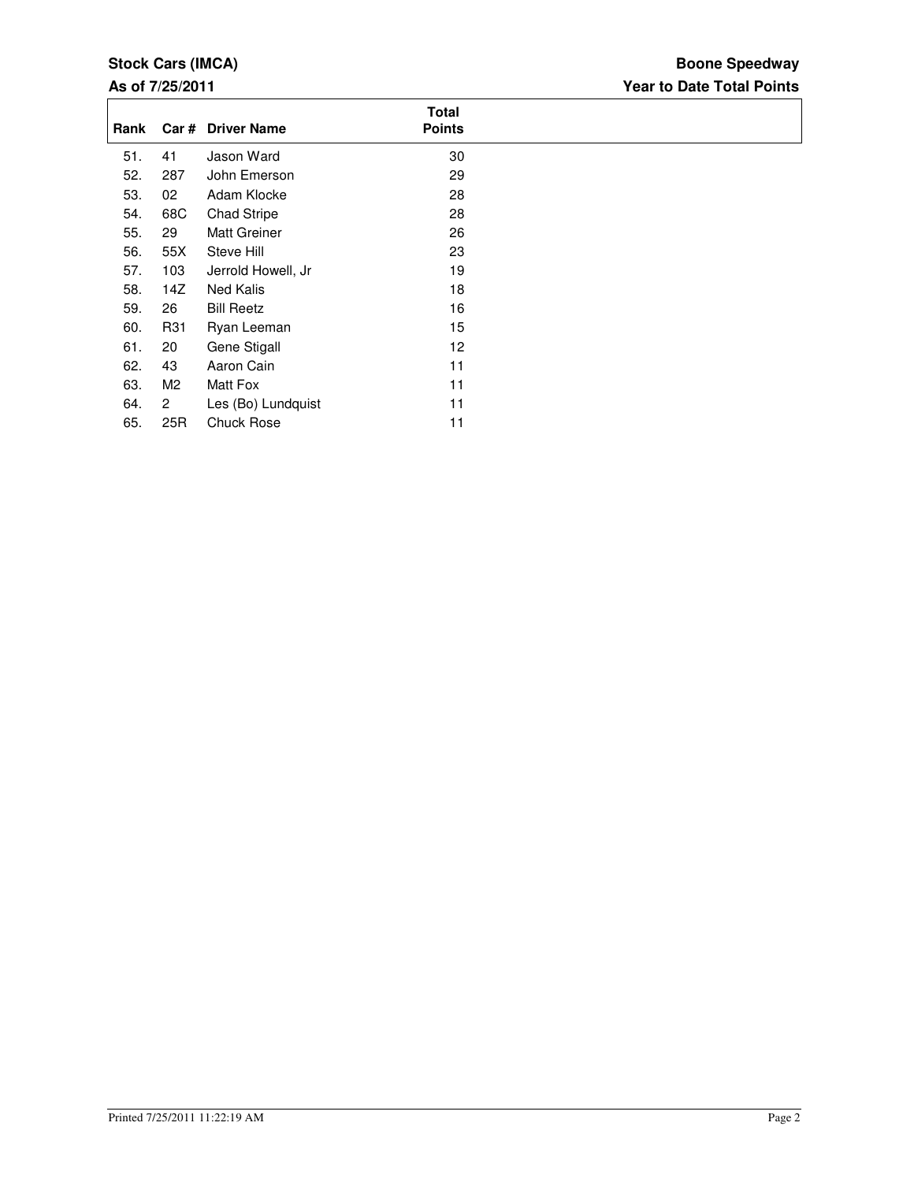**Stock Cars (IMCA)**

**As of 7/25/2011**

**Boone Speedway**

**Year to Date Total Points**

| Rank | Car # | Driver Name | Total Points |
|---|---|---|---|
| 51. | 41 | Jason Ward | 30 |
| 52. | 287 | John Emerson | 29 |
| 53. | 02 | Adam Klocke | 28 |
| 54. | 68C | Chad Stripe | 28 |
| 55. | 29 | Matt Greiner | 26 |
| 56. | 55X | Steve Hill | 23 |
| 57. | 103 | Jerrold Howell, Jr | 19 |
| 58. | 14Z | Ned Kalis | 18 |
| 59. | 26 | Bill Reetz | 16 |
| 60. | R31 | Ryan Leeman | 15 |
| 61. | 20 | Gene Stigall | 12 |
| 62. | 43 | Aaron Cain | 11 |
| 63. | M2 | Matt Fox | 11 |
| 64. | 2 | Les (Bo) Lundquist | 11 |
| 65. | 25R | Chuck Rose | 11 |

Printed 7/25/2011 11:22:19 AM